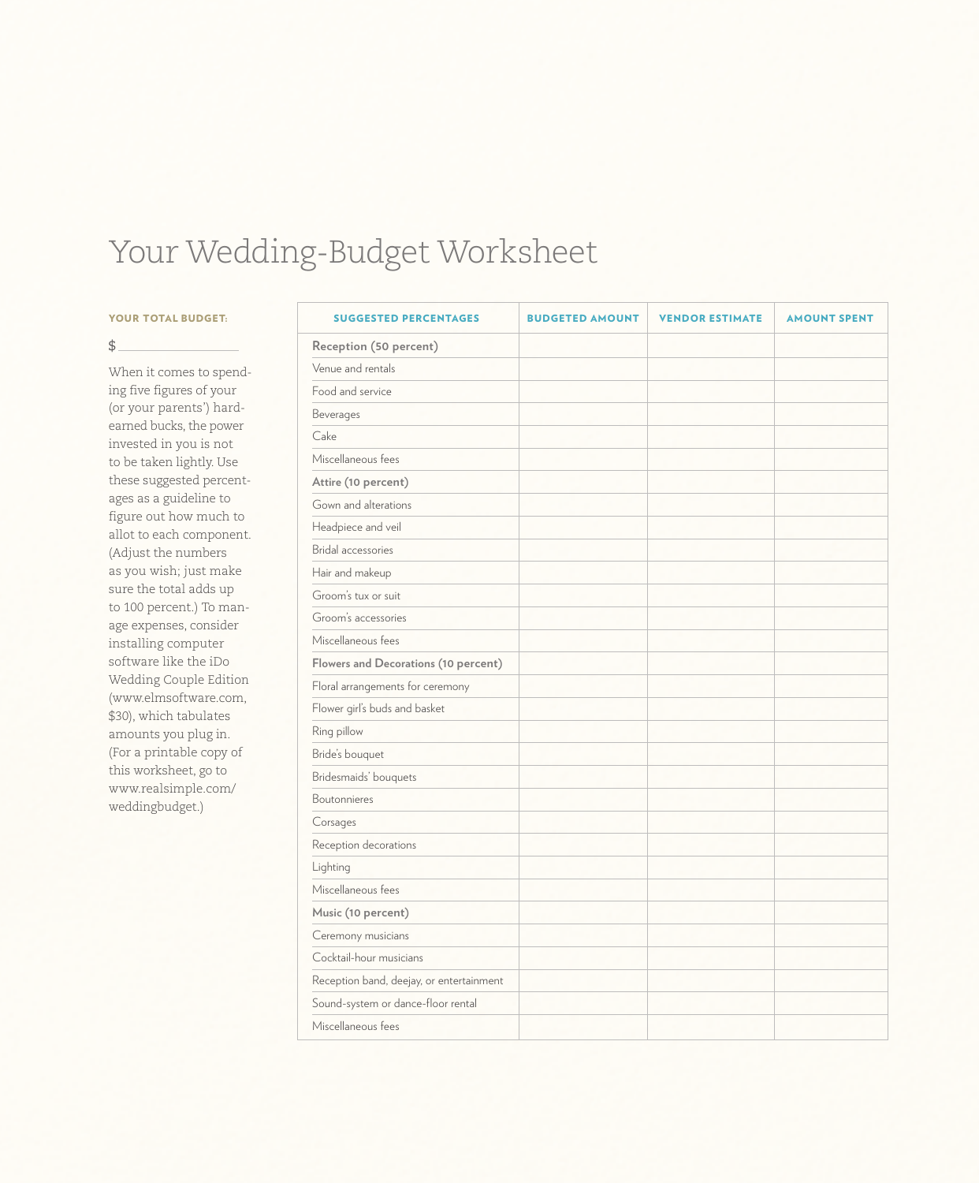# Your Wedding-Budget Worksheet

**YOUR TOTAL BUDGET:**

$ ________________

When it comes to spending five figures of your (or your parents') hard-earned bucks, the power invested in you is not to be taken lightly. Use these suggested percentages as a guideline to figure out how much to allot to each component. (Adjust the numbers as you wish; just make sure the total adds up to 100 percent.) To manage expenses, consider installing computer software like the iDo Wedding Couple Edition (www.elmsoftware.com, $30), which tabulates amounts you plug in. (For a printable copy of this worksheet, go to www.realsimple.com/weddingbudget.)

| SUGGESTED PERCENTAGES | BUDGETED AMOUNT | VENDOR ESTIMATE | AMOUNT SPENT |
|---|---|---|---|
| **Reception (50 percent)** | | | |
| Venue and rentals | | | |
| Food and service | | | |
| Beverages | | | |
| Cake | | | |
| Miscellaneous fees | | | |
| **Attire (10 percent)** | | | |
| Gown and alterations | | | |
| Headpiece and veil | | | |
| Bridal accessories | | | |
| Hair and makeup | | | |
| Groom's tux or suit | | | |
| Groom's accessories | | | |
| Miscellaneous fees | | | |
| **Flowers and Decorations (10 percent)** | | | |
| Floral arrangements for ceremony | | | |
| Flower girl's buds and basket | | | |
| Ring pillow | | | |
| Bride's bouquet | | | |
| Bridesmaids' bouquets | | | |
| Boutonnieres | | | |
| Corsages | | | |
| Reception decorations | | | |
| Lighting | | | |
| Miscellaneous fees | | | |
| **Music (10 percent)** | | | |
| Ceremony musicians | | | |
| Cocktail-hour musicians | | | |
| Reception band, deejay, or entertainment | | | |
| Sound-system or dance-floor rental | | | |
| Miscellaneous fees | | | |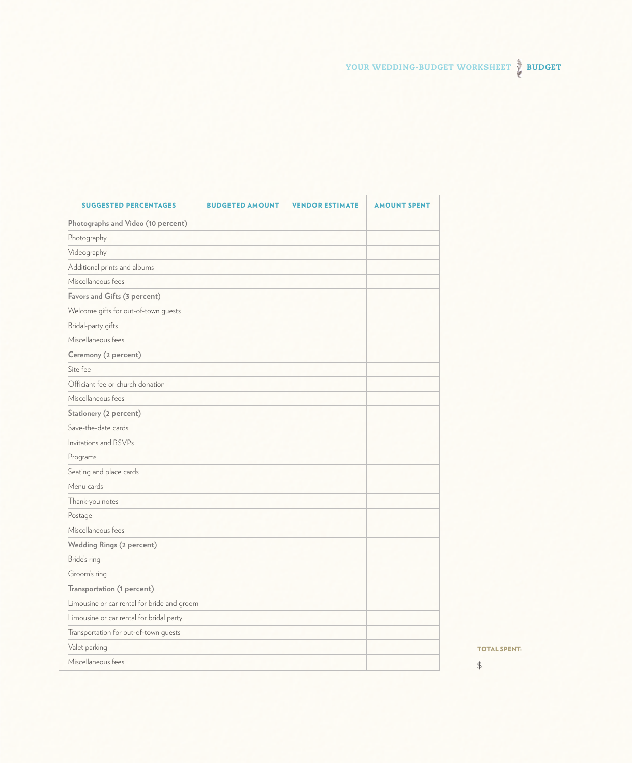| SUGGESTED PERCENTAGES | BUDGETED AMOUNT | VENDOR ESTIMATE | AMOUNT SPENT |
|---|---|---|---|
| **Photographs and Video (10 percent)** | | | |
| Photography | | | |
| Videography | | | |
| Additional prints and albums | | | |
| Miscellaneous fees | | | |
| **Favors and Gifts (3 percent)** | | | |
| Welcome gifts for out-of-town guests | | | |
| Bridal-party gifts | | | |
| Miscellaneous fees | | | |
| **Ceremony (2 percent)** | | | |
| Site fee | | | |
| Officiant fee or church donation | | | |
| Miscellaneous fees | | | |
| **Stationery (2 percent)** | | | |
| Save-the-date cards | | | |
| Invitations and RSVPs | | | |
| Programs | | | |
| Seating and place cards | | | |
| Menu cards | | | |
| Thank-you notes | | | |
| Postage | | | |
| Miscellaneous fees | | | |
| **Wedding Rings (2 percent)** | | | |
| Bride's ring | | | |
| Groom's ring | | | |
| **Transportation (1 percent)** | | | |
| Limousine or car rental for bride and groom | | | |
| Limousine or car rental for bridal party | | | |
| Transportation for out-of-town guests | | | |
| Valet parking | | | |
| Miscellaneous fees | | | |

**TOTAL SPENT:**

$ ____________